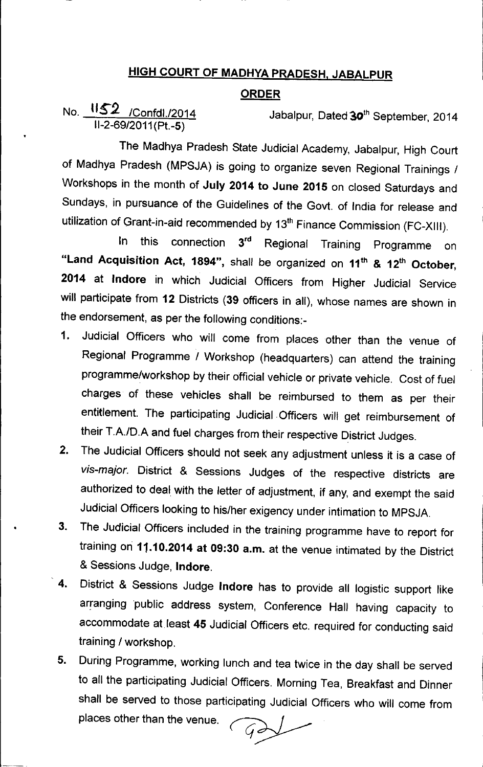# HIGH COURT OF MADHYA PRADESH, JABALPUR

## ORDER

No. 1152 /Confdl./2014
II-2-69/2011(Pt.-5)

Jabalpur, Dated 30th September, 2014

The Madhya Pradesh State Judicial Academy, Jabalpur, High Court of Madhya Pradesh (MPSJA) is going to organize seven Regional Trainings / Workshops in the month of **July 2014 to June 2015** on closed Saturdays and Sundays, in pursuance of the Guidelines of the Govt. of India for release and utilization of Grant-in-aid recommended by 13th Finance Commission (FC-XIII).

In this connection 3rd Regional Training Programme on **"Land Acquisition Act, 1894"**, shall be organized on **11th & 12th October, 2014** at **Indore** in which Judicial Officers from Higher Judicial Service will participate from **12** Districts (**39** officers in all), whose names are shown in the endorsement, as per the following conditions:-

1. Judicial Officers who will come from places other than the venue of Regional Programme / Workshop (headquarters) can attend the training programme/workshop by their official vehicle or private vehicle. Cost of fuel charges of these vehicles shall be reimbursed to them as per their entitlement. The participating Judicial Officers will get reimbursement of their T.A./D.A and fuel charges from their respective District Judges.
2. The Judicial Officers should not seek any adjustment unless it is a case of *vis-major*. District & Sessions Judges of the respective districts are authorized to deal with the letter of adjustment, if any, and exempt the said Judicial Officers looking to his/her exigency under intimation to MPSJA.
3. The Judicial Officers included in the training programme have to report for training on **11.10.2014 at 09:30 a.m.** at the venue intimated by the District & Sessions Judge, **Indore**.
4. District & Sessions Judge **Indore** has to provide all logistic support like arranging public address system, Conference Hall having capacity to accommodate at least **45** Judicial Officers etc. required for conducting said training / workshop.
5. During Programme, working lunch and tea twice in the day shall be served to all the participating Judicial Officers. Morning Tea, Breakfast and Dinner shall be served to those participating Judicial Officers who will come from places other than the venue.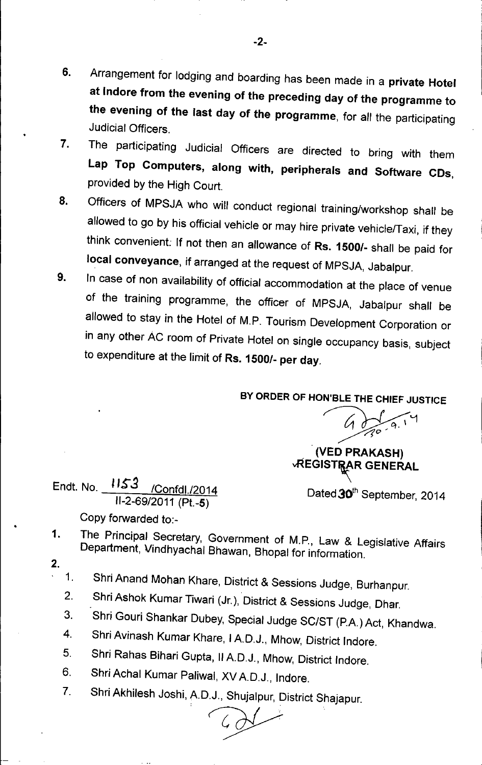6. Arrangement for lodging and boarding has been made in a **private Hotel at Indore from the evening of the preceding day of the programme to the evening of the last day of the programme**, for all the participating Judicial Officers.
7. The participating Judicial Officers are directed to bring with them **Lap Top Computers, along with, peripherals and Software CDs**, provided by the High Court.
8. Officers of MPSJA who will conduct regional training/workshop shall be allowed to go by his official vehicle or may hire private vehicle/Taxi, if they think convenient. If not then an allowance of **Rs. 1500/-** shall be paid for **local conveyance**, if arranged at the request of MPSJA, Jabalpur.
9. In case of non availability of official accommodation at the place of venue of the training programme, the officer of MPSJA, Jabalpur shall be allowed to stay in the Hotel of M.P. Tourism Development Corporation or in any other AC room of Private Hotel on single occupancy basis, subject to expenditure at the limit of **Rs. 1500/- per day**.

**BY ORDER OF HON'BLE THE CHIEF JUSTICE**

30-9-14

**(VED PRAKASH)**
**REGISTRAR GENERAL**

Endt. No. 1153 /Confdl./2014
II-2-69/2011 (Pt.-5)

Dated 30th September, 2014

Copy forwarded to:-

1. The Principal Secretary, Government of M.P., Law & Legislative Affairs Department, Vindhyachal Bhawan, Bhopal for information.
2. 
   1. Shri Anand Mohan Khare, District & Sessions Judge, Burhanpur.
   2. Shri Ashok Kumar Tiwari (Jr.), District & Sessions Judge, Dhar.
   3. Shri Gouri Shankar Dubey, Special Judge SC/ST (P.A.) Act, Khandwa.
   4. Shri Avinash Kumar Khare, I A.D.J., Mhow, District Indore.
   5. Shri Rahas Bihari Gupta, II A.D.J., Mhow, District Indore.
   6. Shri Achal Kumar Paliwal, XV A.D.J., Indore.
   7. Shri Akhilesh Joshi, A.D.J., Shujalpur, District Shajapur.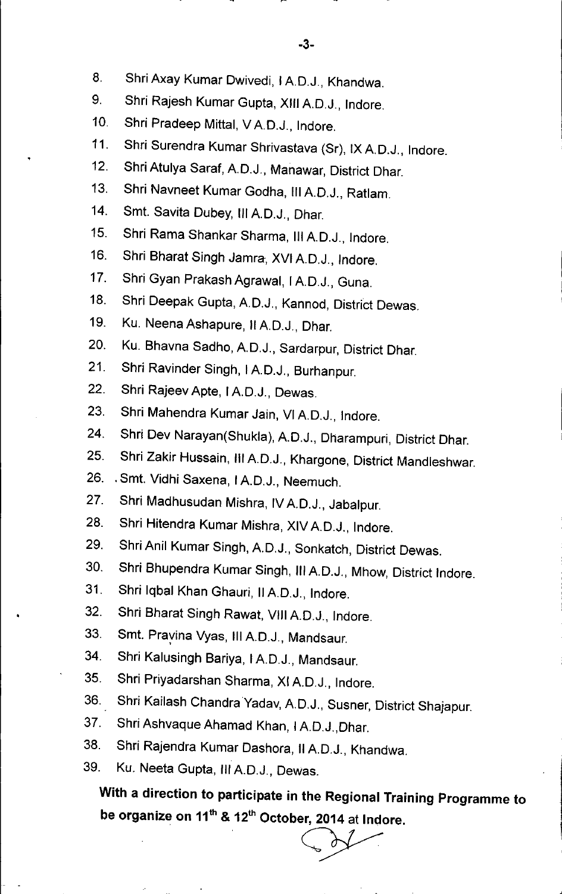8. Shri Axay Kumar Dwivedi, I A.D.J., Khandwa.
9. Shri Rajesh Kumar Gupta, XIII A.D.J., Indore.
10. Shri Pradeep Mittal, V A.D.J., Indore.
11. Shri Surendra Kumar Shrivastava (Sr), IX A.D.J., Indore.
12. Shri Atulya Saraf, A.D.J., Manawar, District Dhar.
13. Shri Navneet Kumar Godha, III A.D.J., Ratlam.
14. Smt. Savita Dubey, III A.D.J., Dhar.
15. Shri Rama Shankar Sharma, III A.D.J., Indore.
16. Shri Bharat Singh Jamra, XVI A.D.J., Indore.
17. Shri Gyan Prakash Agrawal, I A.D.J., Guna.
18. Shri Deepak Gupta, A.D.J., Kannod, District Dewas.
19. Ku. Neena Ashapure, II A.D.J., Dhar.
20. Ku. Bhavna Sadho, A.D.J., Sardarpur, District Dhar.
21. Shri Ravinder Singh, I A.D.J., Burhanpur.
22. Shri Rajeev Apte, I A.D.J., Dewas.
23. Shri Mahendra Kumar Jain, VI A.D.J., Indore.
24. Shri Dev Narayan(Shukla), A.D.J., Dharampuri, District Dhar.
25. Shri Zakir Hussain, III A.D.J., Khargone, District Mandleshwar.
26. Smt. Vidhi Saxena, I A.D.J., Neemuch.
27. Shri Madhusudan Mishra, IV A.D.J., Jabalpur.
28. Shri Hitendra Kumar Mishra, XIV A.D.J., Indore.
29. Shri Anil Kumar Singh, A.D.J., Sonkatch, District Dewas.
30. Shri Bhupendra Kumar Singh, III A.D.J., Mhow, District Indore.
31. Shri Iqbal Khan Ghauri, II A.D.J., Indore.
32. Shri Bharat Singh Rawat, VIII A.D.J., Indore.
33. Smt. Pravina Vyas, III A.D.J., Mandsaur.
34. Shri Kalusingh Bariya, I A.D.J., Mandsaur.
35. Shri Priyadarshan Sharma, XI A.D.J., Indore.
36. Shri Kailash Chandra Yadav, A.D.J., Susner, District Shajapur.
37. Shri Ashvaque Ahamad Khan, I A.D.J.,Dhar.
38. Shri Rajendra Kumar Dashora, II A.D.J., Khandwa.
39. Ku. Neeta Gupta, III A.D.J., Dewas.

**With a direction to participate in the Regional Training Programme to be organize on 11th & 12th October, 2014 at Indore.**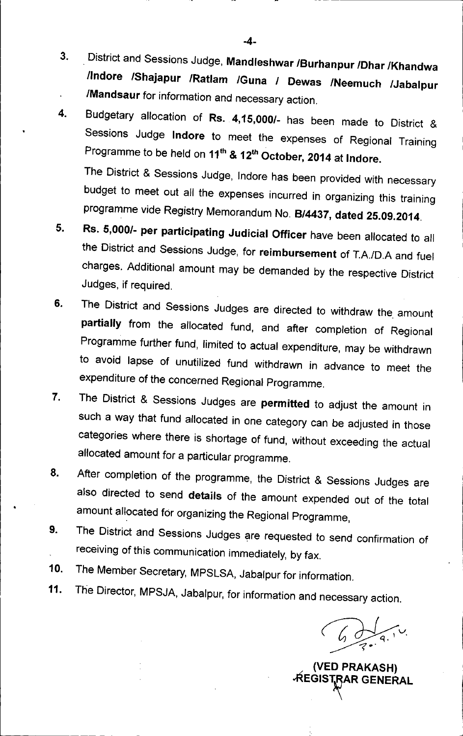3. District and Sessions Judge, **Mandleshwar /Burhanpur /Dhar /Khandwa /Indore /Shajapur /Ratlam /Guna / Dewas /Neemuch /Jabalpur /Mandsaur** for information and necessary action.

4. Budgetary allocation of **Rs. 4,15,000/-** has been made to District & Sessions Judge **Indore** to meet the expenses of Regional Training Programme to be held on **11th & 12th October, 2014** at **Indore.**

   The District & Sessions Judge, Indore has been provided with necessary budget to meet out all the expenses incurred in organizing this training programme vide Registry Memorandum No. **B/4437, dated 25.09.2014**.

5. **Rs. 5,000/- per participating Judicial Officer** have been allocated to all the District and Sessions Judge, for **reimbursement** of T.A./D.A and fuel charges. Additional amount may be demanded by the respective District Judges, if required.

6. The District and Sessions Judges are directed to withdraw the amount **partially** from the allocated fund, and after completion of Regional Programme further fund, limited to actual expenditure, may be withdrawn to avoid lapse of unutilized fund withdrawn in advance to meet the expenditure of the concerned Regional Programme.

7. The District & Sessions Judges are **permitted** to adjust the amount in such a way that fund allocated in one category can be adjusted in those categories where there is shortage of fund, without exceeding the actual allocated amount for a particular programme.

8. After completion of the programme, the District & Sessions Judges are also directed to send **details** of the amount expended out of the total amount allocated for organizing the Regional Programme,

9. The District and Sessions Judges are requested to send confirmation of receiving of this communication immediately, by fax.

10. The Member Secretary, MPSLSA, Jabalpur for information.

11. The Director, MPSJA, Jabalpur, for information and necessary action.

**(VED PRAKASH)**
**REGISTRAR GENERAL**